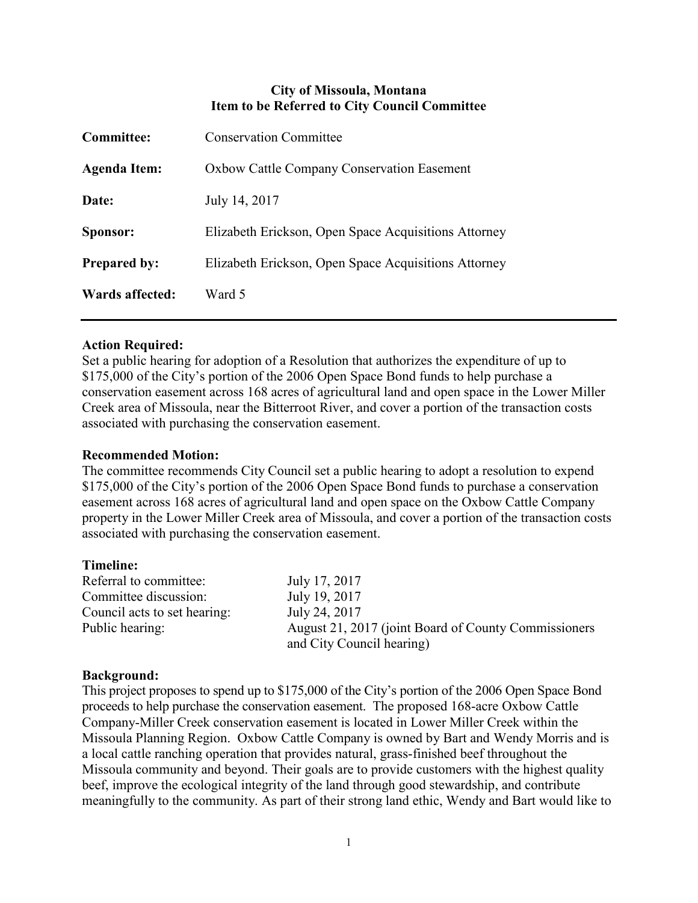**City of Missoula, Montana**
**Item to be Referred to City Council Committee**

| | |
|---|---|
| **Committee:** | Conservation Committee |
| **Agenda Item:** | Oxbow Cattle Company Conservation Easement |
| **Date:** | July 14, 2017 |
| **Sponsor:** | Elizabeth Erickson, Open Space Acquisitions Attorney |
| **Prepared by:** | Elizabeth Erickson, Open Space Acquisitions Attorney |
| **Wards affected:** | Ward 5 |

---

**Action Required:**
Set a public hearing for adoption of a Resolution that authorizes the expenditure of up to $175,000 of the City's portion of the 2006 Open Space Bond funds to help purchase a conservation easement across 168 acres of agricultural land and open space in the Lower Miller Creek area of Missoula, near the Bitterroot River, and cover a portion of the transaction costs associated with purchasing the conservation easement.

**Recommended Motion:**
The committee recommends City Council set a public hearing to adopt a resolution to expend $175,000 of the City's portion of the 2006 Open Space Bond funds to purchase a conservation easement across 168 acres of agricultural land and open space on the Oxbow Cattle Company property in the Lower Miller Creek area of Missoula, and cover a portion of the transaction costs associated with purchasing the conservation easement.

**Timeline:**

| | |
|---|---|
| Referral to committee: | July 17, 2017 |
| Committee discussion: | July 19, 2017 |
| Council acts to set hearing: | July 24, 2017 |
| Public hearing: | August 21, 2017 (joint Board of County Commissioners and City Council hearing) |

**Background:**
This project proposes to spend up to $175,000 of the City's portion of the 2006 Open Space Bond proceeds to help purchase the conservation easement. The proposed 168-acre Oxbow Cattle Company-Miller Creek conservation easement is located in Lower Miller Creek within the Missoula Planning Region. Oxbow Cattle Company is owned by Bart and Wendy Morris and is a local cattle ranching operation that provides natural, grass-finished beef throughout the Missoula community and beyond. Their goals are to provide customers with the highest quality beef, improve the ecological integrity of the land through good stewardship, and contribute meaningfully to the community. As part of their strong land ethic, Wendy and Bart would like to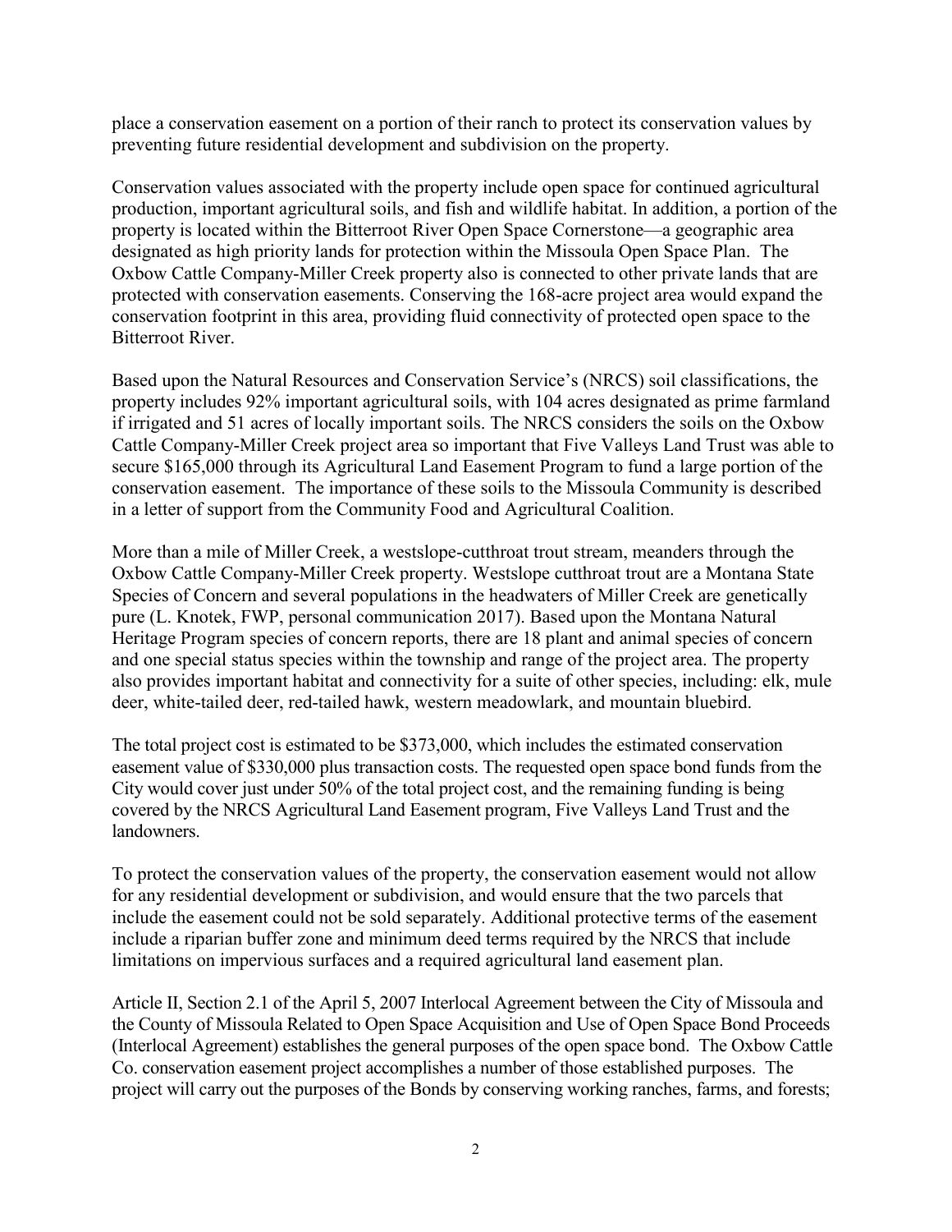place a conservation easement on a portion of their ranch to protect its conservation values by preventing future residential development and subdivision on the property.

Conservation values associated with the property include open space for continued agricultural production, important agricultural soils, and fish and wildlife habitat. In addition, a portion of the property is located within the Bitterroot River Open Space Cornerstone—a geographic area designated as high priority lands for protection within the Missoula Open Space Plan. The Oxbow Cattle Company-Miller Creek property also is connected to other private lands that are protected with conservation easements. Conserving the 168-acre project area would expand the conservation footprint in this area, providing fluid connectivity of protected open space to the Bitterroot River.

Based upon the Natural Resources and Conservation Service's (NRCS) soil classifications, the property includes 92% important agricultural soils, with 104 acres designated as prime farmland if irrigated and 51 acres of locally important soils. The NRCS considers the soils on the Oxbow Cattle Company-Miller Creek project area so important that Five Valleys Land Trust was able to secure $165,000 through its Agricultural Land Easement Program to fund a large portion of the conservation easement. The importance of these soils to the Missoula Community is described in a letter of support from the Community Food and Agricultural Coalition.

More than a mile of Miller Creek, a westslope-cutthroat trout stream, meanders through the Oxbow Cattle Company-Miller Creek property. Westslope cutthroat trout are a Montana State Species of Concern and several populations in the headwaters of Miller Creek are genetically pure (L. Knotek, FWP, personal communication 2017). Based upon the Montana Natural Heritage Program species of concern reports, there are 18 plant and animal species of concern and one special status species within the township and range of the project area. The property also provides important habitat and connectivity for a suite of other species, including: elk, mule deer, white-tailed deer, red-tailed hawk, western meadowlark, and mountain bluebird.

The total project cost is estimated to be $373,000, which includes the estimated conservation easement value of $330,000 plus transaction costs. The requested open space bond funds from the City would cover just under 50% of the total project cost, and the remaining funding is being covered by the NRCS Agricultural Land Easement program, Five Valleys Land Trust and the landowners.

To protect the conservation values of the property, the conservation easement would not allow for any residential development or subdivision, and would ensure that the two parcels that include the easement could not be sold separately. Additional protective terms of the easement include a riparian buffer zone and minimum deed terms required by the NRCS that include limitations on impervious surfaces and a required agricultural land easement plan.

Article II, Section 2.1 of the April 5, 2007 Interlocal Agreement between the City of Missoula and the County of Missoula Related to Open Space Acquisition and Use of Open Space Bond Proceeds (Interlocal Agreement) establishes the general purposes of the open space bond. The Oxbow Cattle Co. conservation easement project accomplishes a number of those established purposes. The project will carry out the purposes of the Bonds by conserving working ranches, farms, and forests;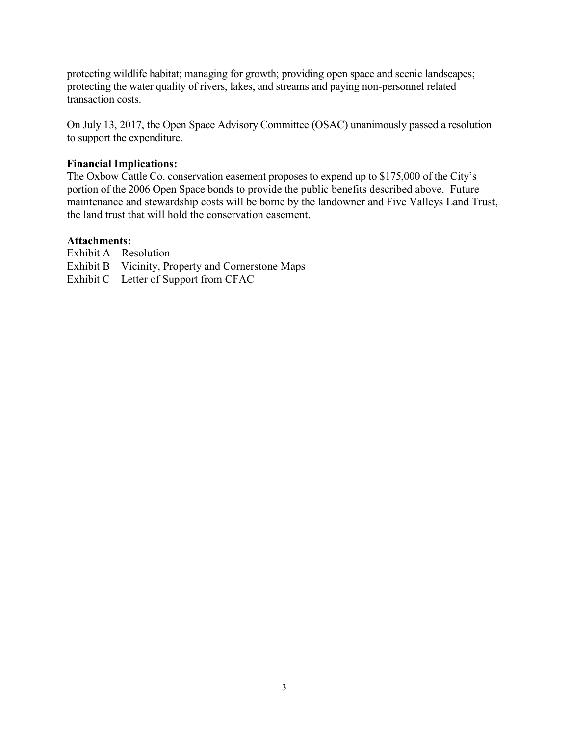protecting wildlife habitat; managing for growth; providing open space and scenic landscapes; protecting the water quality of rivers, lakes, and streams and paying non-personnel related transaction costs.

On July 13, 2017, the Open Space Advisory Committee (OSAC) unanimously passed a resolution to support the expenditure.

**Financial Implications:**
The Oxbow Cattle Co. conservation easement proposes to expend up to $175,000 of the City's portion of the 2006 Open Space bonds to provide the public benefits described above. Future maintenance and stewardship costs will be borne by the landowner and Five Valleys Land Trust, the land trust that will hold the conservation easement.

**Attachments:**
Exhibit A – Resolution
Exhibit B – Vicinity, Property and Cornerstone Maps
Exhibit C – Letter of Support from CFAC